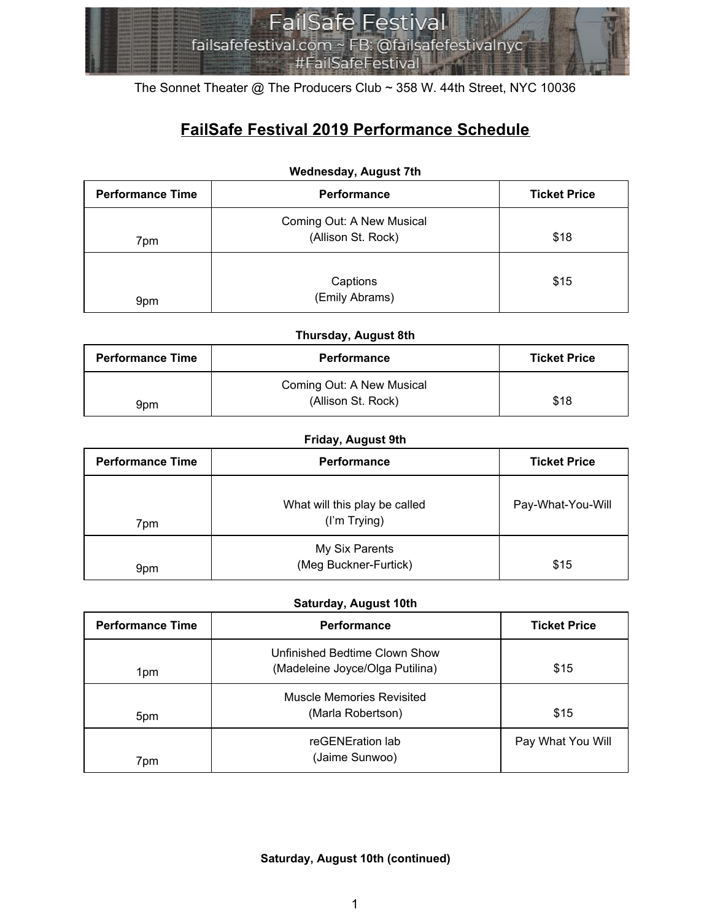FailSafe Festival
failsafefestival.com ~ FB: @failsafefestivalnyc
#FailSafeFestival

The Sonnet Theater @ The Producers Club ~ 358 W. 44th Street, NYC 10036

# FailSafe Festival 2019 Performance Schedule

**Wednesday, August 7th**

| Performance Time | Performance | Ticket Price |
|---|---|---|
| 7pm | Coming Out: A New Musical (Allison St. Rock) | $18 |
| 9pm | Captions (Emily Abrams) | $15 |

**Thursday, August 8th**

| Performance Time | Performance | Ticket Price |
|---|---|---|
| 9pm | Coming Out: A New Musical (Allison St. Rock) | $18 |

**Friday, August 9th**

| Performance Time | Performance | Ticket Price |
|---|---|---|
| 7pm | What will this play be called (I'm Trying) | Pay-What-You-Will |
| 9pm | My Six Parents (Meg Buckner-Furtick) | $15 |

**Saturday, August 10th**

| Performance Time | Performance | Ticket Price |
|---|---|---|
| 1pm | Unfinished Bedtime Clown Show (Madeleine Joyce/Olga Putilina) | $15 |
| 5pm | Muscle Memories Revisited (Marla Robertson) | $15 |
| 7pm | reGENEration lab (Jaime Sunwoo) | Pay What You Will |

**Saturday, August 10th (continued)**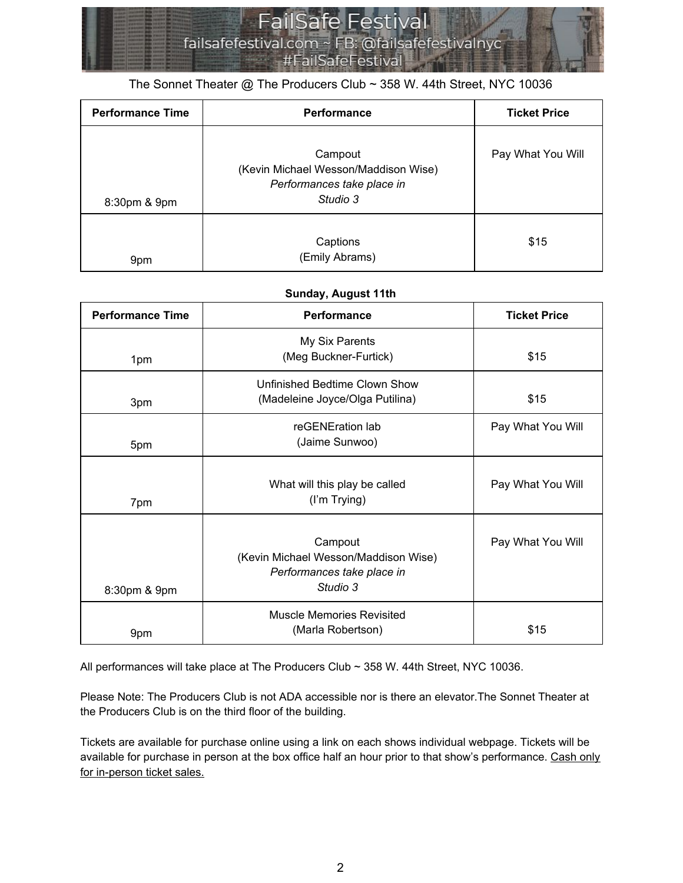# FailSafe Festival

failsafefestival.com ~ FB: @failsafefestivalnyc
#FailSafeFestival

The Sonnet Theater @ The Producers Club ~ 358 W. 44th Street, NYC 10036

| Performance Time | Performance | Ticket Price |
|---|---|---|
| 8:30pm & 9pm | Campout<br>(Kevin Michael Wesson/Maddison Wise)<br>*Performances take place in Studio 3* | Pay What You Will |
| 9pm | Captions<br>(Emily Abrams) | $15 |

**Sunday, August 11th**

| Performance Time | Performance | Ticket Price |
|---|---|---|
| 1pm | My Six Parents<br>(Meg Buckner-Furtick) | $15 |
| 3pm | Unfinished Bedtime Clown Show<br>(Madeleine Joyce/Olga Putilina) | $15 |
| 5pm | reGENEration lab<br>(Jaime Sunwoo) | Pay What You Will |
| 7pm | What will this play be called<br>(I'm Trying) | Pay What You Will |
| 8:30pm & 9pm | Campout<br>(Kevin Michael Wesson/Maddison Wise)<br>*Performances take place in Studio 3* | Pay What You Will |
| 9pm | Muscle Memories Revisited<br>(Marla Robertson) | $15 |

All performances will take place at The Producers Club ~ 358 W. 44th Street, NYC 10036.

Please Note: The Producers Club is not ADA accessible nor is there an elevator.The Sonnet Theater at the Producers Club is on the third floor of the building.

Tickets are available for purchase online using a link on each shows individual webpage. Tickets will be available for purchase in person at the box office half an hour prior to that show's performance. Cash only for in-person ticket sales.